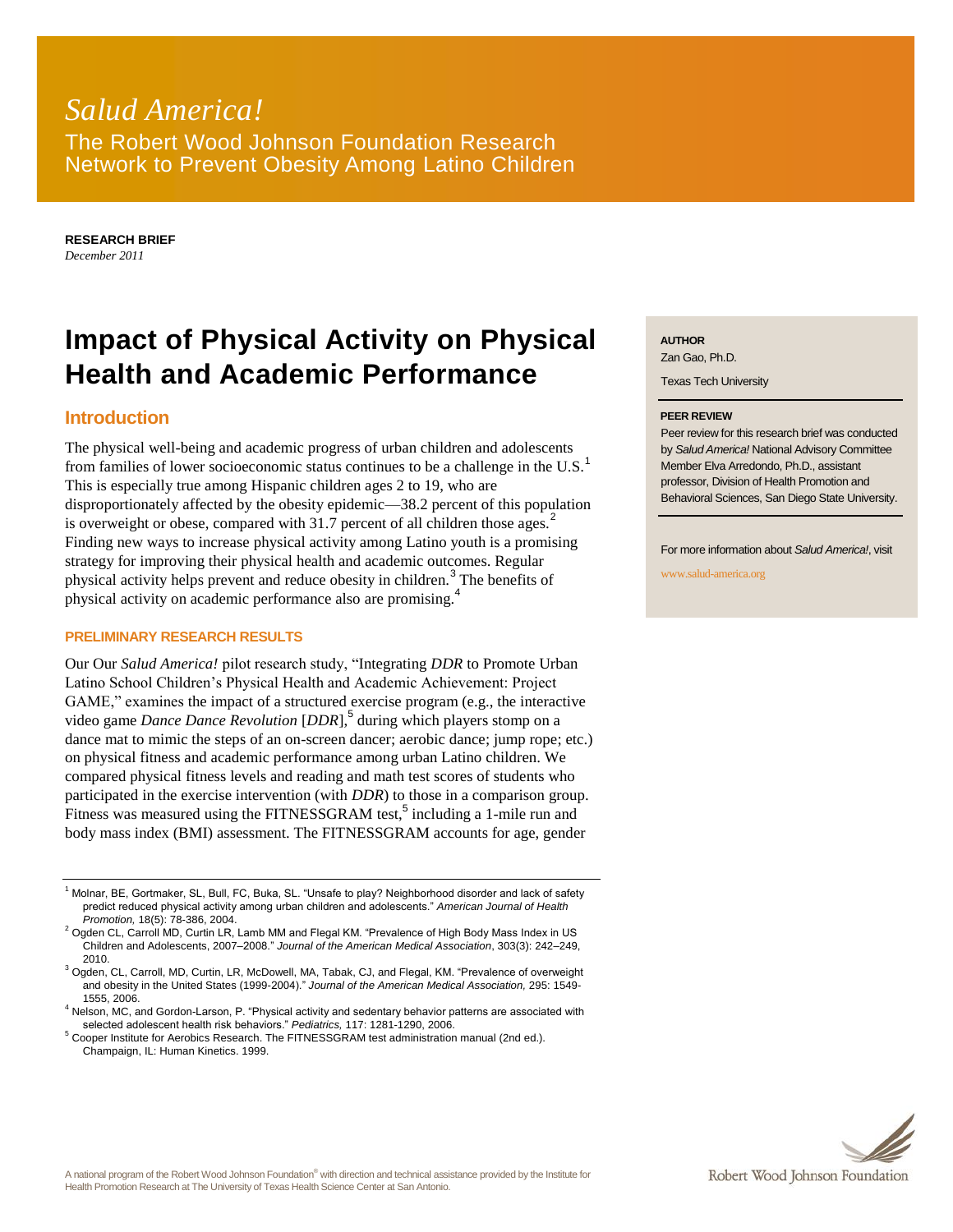*Salud America!*

The Robert Wood Johnson Foundation Research Network to Prevent Obesity Among Latino Children

**RESEARCH BRIEF**
*December 2011*

# Impact of Physical Activity on Physical Health and Academic Performance

**AUTHOR**
Zan Gao, Ph.D.
Texas Tech University

**PEER REVIEW**
Peer review for this research brief was conducted by *Salud America!* National Advisory Committee Member Elva Arredondo, Ph.D., assistant professor, Division of Health Promotion and Behavioral Sciences, San Diego State University.

For more information about *Salud America!*, visit www.salud-america.org

## Introduction

The physical well-being and academic progress of urban children and adolescents from families of lower socioeconomic status continues to be a challenge in the U.S.[1] This is especially true among Hispanic children ages 2 to 19, who are disproportionately affected by the obesity epidemic—38.2 percent of this population is overweight or obese, compared with 31.7 percent of all children those ages.[2] Finding new ways to increase physical activity among Latino youth is a promising strategy for improving their physical health and academic outcomes. Regular physical activity helps prevent and reduce obesity in children.[3] The benefits of physical activity on academic performance also are promising.[4]

### PRELIMINARY RESEARCH RESULTS

Our Our *Salud America!* pilot research study, "Integrating *DDR* to Promote Urban Latino School Children's Physical Health and Academic Achievement: Project GAME," examines the impact of a structured exercise program (e.g., the interactive video game *Dance Dance Revolution* [*DDR*],[5] during which players stomp on a dance mat to mimic the steps of an on-screen dancer; aerobic dance; jump rope; etc.) on physical fitness and academic performance among urban Latino children. We compared physical fitness levels and reading and math test scores of students who participated in the exercise intervention (with *DDR*) to those in a comparison group. Fitness was measured using the FITNESSGRAM test,[5] including a 1-mile run and body mass index (BMI) assessment. The FITNESSGRAM accounts for age, gender

---

[1] Molnar, BE, Gortmaker, SL, Bull, FC, Buka, SL. "Unsafe to play? Neighborhood disorder and lack of safety predict reduced physical activity among urban children and adolescents." *American Journal of Health Promotion,* 18(5): 78-386, 2004.

[2] Ogden CL, Carroll MD, Curtin LR, Lamb MM and Flegal KM. "Prevalence of High Body Mass Index in US Children and Adolescents, 2007–2008." *Journal of the American Medical Association*, 303(3): 242–249, 2010.

[3] Ogden, CL, Carroll, MD, Curtin, LR, McDowell, MA, Tabak, CJ, and Flegal, KM. "Prevalence of overweight and obesity in the United States (1999-2004)." *Journal of the American Medical Association,* 295: 1549-1555, 2006.

[4] Nelson, MC, and Gordon-Larson, P. "Physical activity and sedentary behavior patterns are associated with selected adolescent health risk behaviors." *Pediatrics,* 117: 1281-1290, 2006.

[5] Cooper Institute for Aerobics Research. The FITNESSGRAM test administration manual (2nd ed.). Champaign, IL: Human Kinetics. 1999.

A national program of the Robert Wood Johnson Foundation® with direction and technical assistance provided by the Institute for Health Promotion Research at The University of Texas Health Science Center at San Antonio.

Robert Wood Johnson Foundation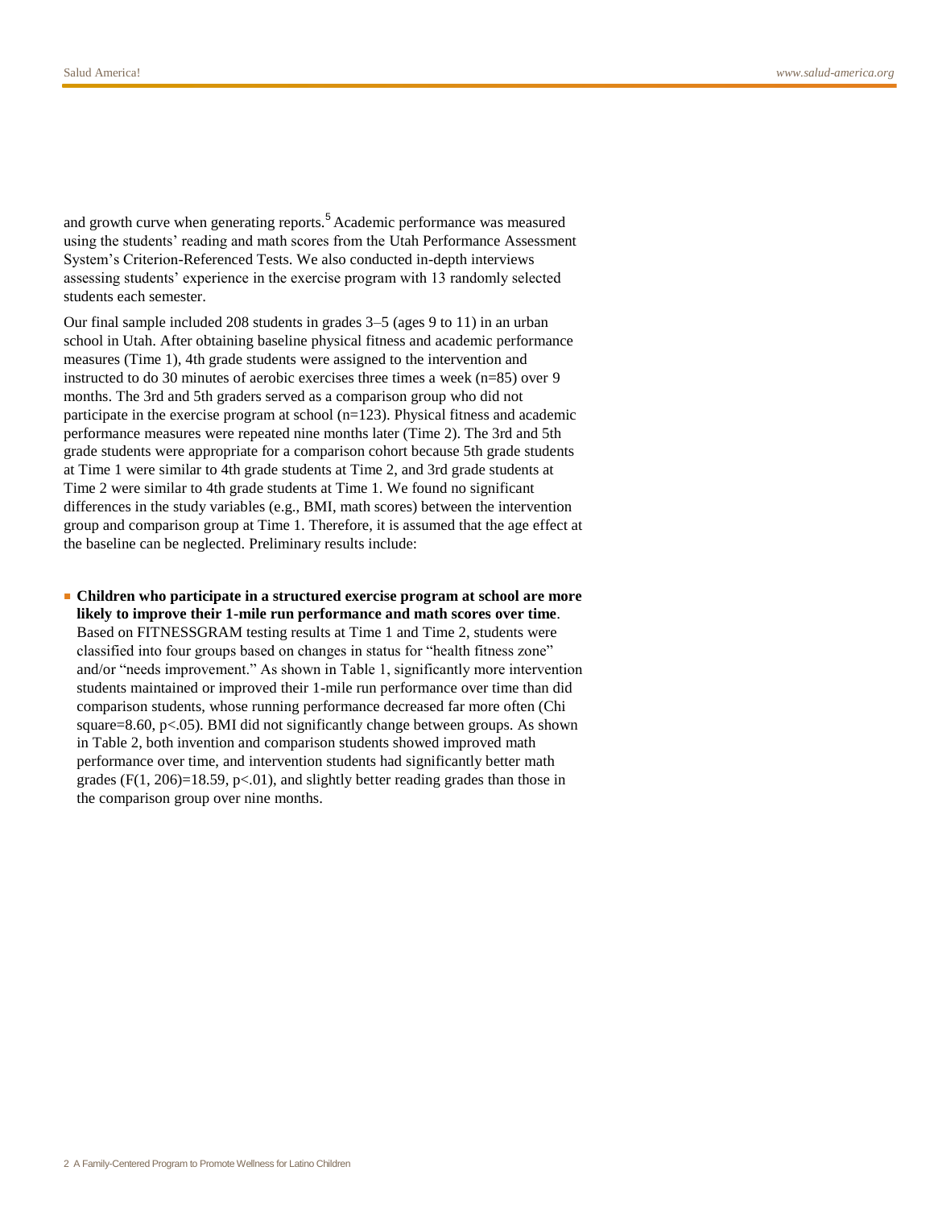and growth curve when generating reports.[5] Academic performance was measured using the students' reading and math scores from the Utah Performance Assessment System's Criterion-Referenced Tests. We also conducted in-depth interviews assessing students' experience in the exercise program with 13 randomly selected students each semester.

Our final sample included 208 students in grades 3–5 (ages 9 to 11) in an urban school in Utah. After obtaining baseline physical fitness and academic performance measures (Time 1), 4th grade students were assigned to the intervention and instructed to do 30 minutes of aerobic exercises three times a week (n=85) over 9 months. The 3rd and 5th graders served as a comparison group who did not participate in the exercise program at school (n=123). Physical fitness and academic performance measures were repeated nine months later (Time 2). The 3rd and 5th grade students were appropriate for a comparison cohort because 5th grade students at Time 1 were similar to 4th grade students at Time 2, and 3rd grade students at Time 2 were similar to 4th grade students at Time 1. We found no significant differences in the study variables (e.g., BMI, math scores) between the intervention group and comparison group at Time 1. Therefore, it is assumed that the age effect at the baseline can be neglected. Preliminary results include:

- **Children who participate in a structured exercise program at school are more likely to improve their 1-mile run performance and math scores over time**. Based on FITNESSGRAM testing results at Time 1 and Time 2, students were classified into four groups based on changes in status for "health fitness zone" and/or "needs improvement." As shown in Table 1, significantly more intervention students maintained or improved their 1-mile run performance over time than did comparison students, whose running performance decreased far more often (Chi square=8.60, $p<.05$). BMI did not significantly change between groups. As shown in Table 2, both invention and comparison students showed improved math performance over time, and intervention students had significantly better math grades ($F(1, 206)=18.59$, $p<.01$), and slightly better reading grades than those in the comparison group over nine months.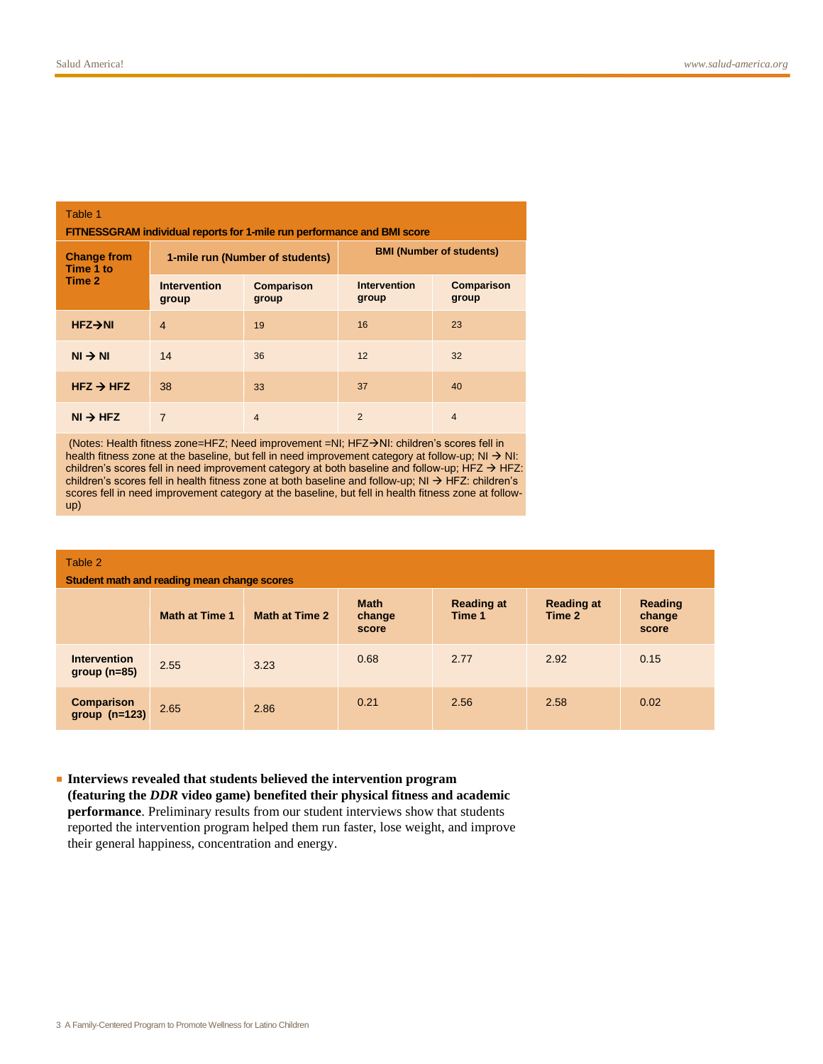Table 1

**FITNESSGRAM individual reports for 1-mile run performance and BMI score**

| Change from Time 1 to Time 2 | 1-mile run (Number of students) | | BMI (Number of students) | |
|---|---|---|---|---|
| | Intervention group | Comparison group | Intervention group | Comparison group |
| HFZ→NI | 4 | 19 | 16 | 23 |
| NI → NI | 14 | 36 | 12 | 32 |
| HFZ → HFZ | 38 | 33 | 37 | 40 |
| NI → HFZ | 7 | 4 | 2 | 4 |

(Notes: Health fitness zone=HFZ; Need improvement =NI; HFZ→NI: children's scores fell in health fitness zone at the baseline, but fell in need improvement category at follow-up; NI → NI: children's scores fell in need improvement category at both baseline and follow-up; HFZ → HFZ: children's scores fell in health fitness zone at both baseline and follow-up; NI → HFZ: children's scores fell in need improvement category at the baseline, but fell in health fitness zone at follow-up)

Table 2

**Student math and reading mean change scores**

| | Math at Time 1 | Math at Time 2 | Math change score | Reading at Time 1 | Reading at Time 2 | Reading change score |
|---|---|---|---|---|---|---|
| Intervention group (n=85) | 2.55 | 3.23 | 0.68 | 2.77 | 2.92 | 0.15 |
| Comparison group (n=123) | 2.65 | 2.86 | 0.21 | 2.56 | 2.58 | 0.02 |

- **Interviews revealed that students believed the intervention program (featuring the *DDR* video game) benefited their physical fitness and academic performance**. Preliminary results from our student interviews show that students reported the intervention program helped them run faster, lose weight, and improve their general happiness, concentration and energy.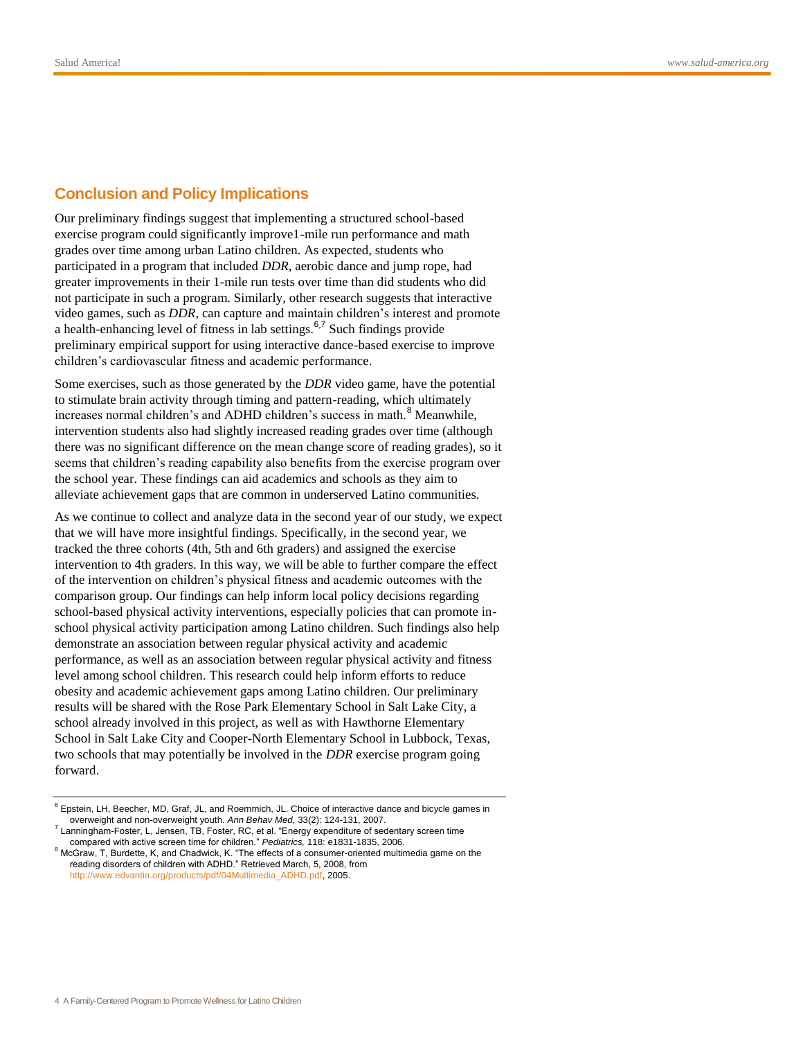## Conclusion and Policy Implications

Our preliminary findings suggest that implementing a structured school-based exercise program could significantly improve1-mile run performance and math grades over time among urban Latino children. As expected, students who participated in a program that included *DDR*, aerobic dance and jump rope, had greater improvements in their 1-mile run tests over time than did students who did not participate in such a program. Similarly, other research suggests that interactive video games, such as *DDR*, can capture and maintain children's interest and promote a health-enhancing level of fitness in lab settings.[6,7] Such findings provide preliminary empirical support for using interactive dance-based exercise to improve children's cardiovascular fitness and academic performance.

Some exercises, such as those generated by the *DDR* video game, have the potential to stimulate brain activity through timing and pattern-reading, which ultimately increases normal children's and ADHD children's success in math.[8] Meanwhile, intervention students also had slightly increased reading grades over time (although there was no significant difference on the mean change score of reading grades), so it seems that children's reading capability also benefits from the exercise program over the school year. These findings can aid academics and schools as they aim to alleviate achievement gaps that are common in underserved Latino communities.

As we continue to collect and analyze data in the second year of our study, we expect that we will have more insightful findings. Specifically, in the second year, we tracked the three cohorts (4th, 5th and 6th graders) and assigned the exercise intervention to 4th graders. In this way, we will be able to further compare the effect of the intervention on children's physical fitness and academic outcomes with the comparison group. Our findings can help inform local policy decisions regarding school-based physical activity interventions, especially policies that can promote in-school physical activity participation among Latino children. Such findings also help demonstrate an association between regular physical activity and academic performance, as well as an association between regular physical activity and fitness level among school children. This research could help inform efforts to reduce obesity and academic achievement gaps among Latino children. Our preliminary results will be shared with the Rose Park Elementary School in Salt Lake City, a school already involved in this project, as well as with Hawthorne Elementary School in Salt Lake City and Cooper-North Elementary School in Lubbock, Texas, two schools that may potentially be involved in the *DDR* exercise program going forward.

---

[6] Epstein, LH, Beecher, MD, Graf, JL, and Roemmich, JL. Choice of interactive dance and bicycle games in overweight and non-overweight youth. *Ann Behav Med,* 33(2): 124-131, 2007.

[7] Lanningham-Foster, L, Jensen, TB, Foster, RC, et al. "Energy expenditure of sedentary screen time compared with active screen time for children." *Pediatrics,* 118: e1831-1835, 2006.

[8] McGraw, T, Burdette, K, and Chadwick, K. "The effects of a consumer-oriented multimedia game on the reading disorders of children with ADHD." Retrieved March, 5, 2008, from http://www.edvantia.org/products/pdf/04Multimedia_ADHD.pdf, 2005.